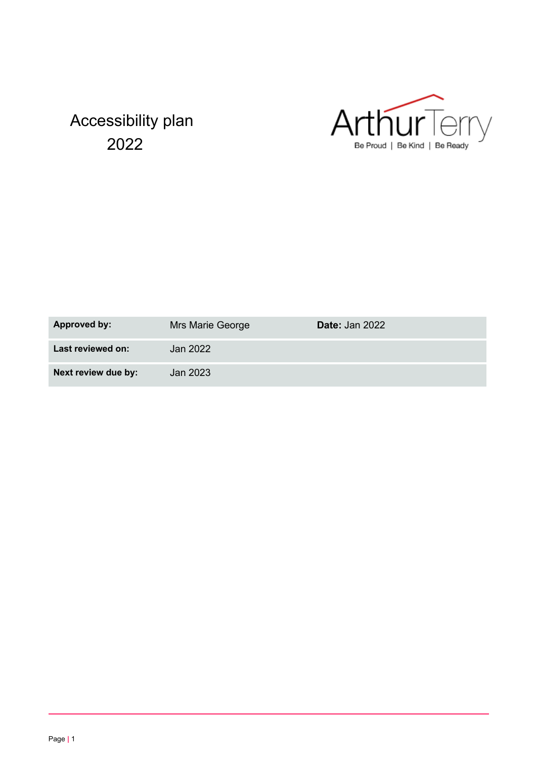# Accessibility plan 2022

Arthur Terry

Be Proud | Be Kind | Be Ready

| Approved by: | Mrs Marie George | Date: Jan 2022 |
| --- | --- | --- |
| Last reviewed on: | Jan 2022 | |
| Next review due by: | Jan 2023 | |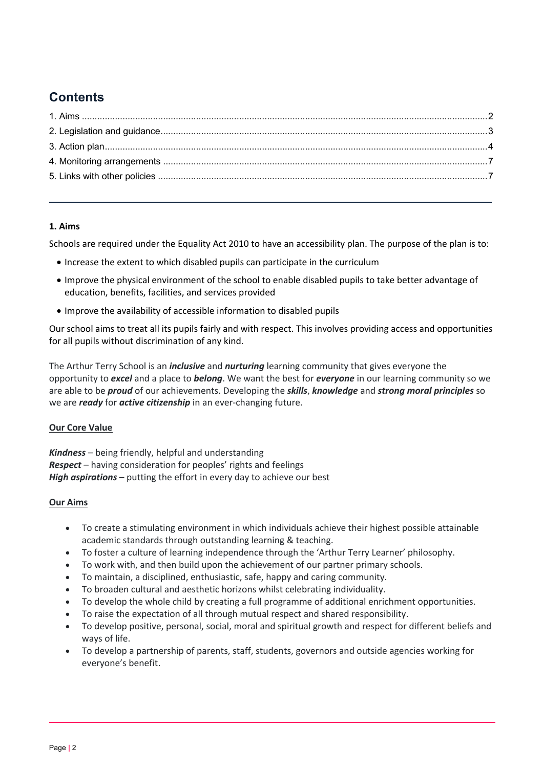# Contents

1. Aims ....2
2. Legislation and guidance....3
3. Action plan....4
4. Monitoring arrangements ....7
5. Links with other policies ....7

---

**1. Aims**

Schools are required under the Equality Act 2010 to have an accessibility plan. The purpose of the plan is to:

- Increase the extent to which disabled pupils can participate in the curriculum
- Improve the physical environment of the school to enable disabled pupils to take better advantage of education, benefits, facilities, and services provided
- Improve the availability of accessible information to disabled pupils

Our school aims to treat all its pupils fairly and with respect. This involves providing access and opportunities for all pupils without discrimination of any kind.

The Arthur Terry School is an ***inclusive*** and ***nurturing*** learning community that gives everyone the opportunity to ***excel*** and a place to ***belong***. We want the best for ***everyone*** in our learning community so we are able to be ***proud*** of our achievements. Developing the ***skills***, ***knowledge*** and ***strong moral principles*** so we are ***ready*** for ***active citizenship*** in an ever-changing future.

**Our Core Value**

***Kindness*** – being friendly, helpful and understanding
***Respect*** – having consideration for peoples' rights and feelings
***High aspirations*** – putting the effort in every day to achieve our best

**Our Aims**

- To create a stimulating environment in which individuals achieve their highest possible attainable academic standards through outstanding learning & teaching.
- To foster a culture of learning independence through the 'Arthur Terry Learner' philosophy.
- To work with, and then build upon the achievement of our partner primary schools.
- To maintain, a disciplined, enthusiastic, safe, happy and caring community.
- To broaden cultural and aesthetic horizons whilst celebrating individuality.
- To develop the whole child by creating a full programme of additional enrichment opportunities.
- To raise the expectation of all through mutual respect and shared responsibility.
- To develop positive, personal, social, moral and spiritual growth and respect for different beliefs and ways of life.
- To develop a partnership of parents, staff, students, governors and outside agencies working for everyone's benefit.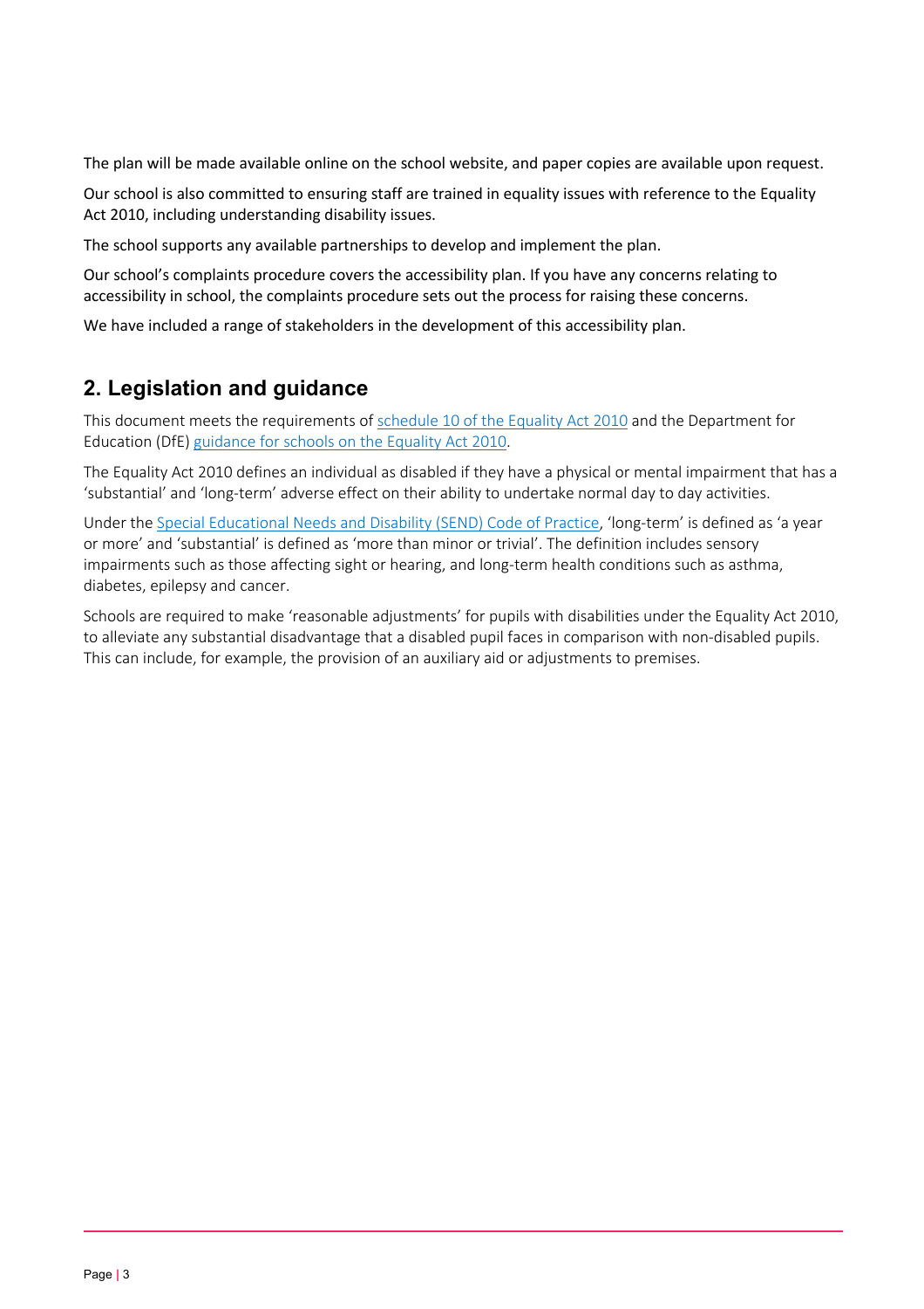The plan will be made available online on the school website, and paper copies are available upon request.

Our school is also committed to ensuring staff are trained in equality issues with reference to the Equality Act 2010, including understanding disability issues.

The school supports any available partnerships to develop and implement the plan.

Our school's complaints procedure covers the accessibility plan. If you have any concerns relating to accessibility in school, the complaints procedure sets out the process for raising these concerns.

We have included a range of stakeholders in the development of this accessibility plan.

## 2. Legislation and guidance

This document meets the requirements of [schedule 10 of the Equality Act 2010] and the Department for Education (DfE) [guidance for schools on the Equality Act 2010].

The Equality Act 2010 defines an individual as disabled if they have a physical or mental impairment that has a 'substantial' and 'long-term' adverse effect on their ability to undertake normal day to day activities.

Under the [Special Educational Needs and Disability (SEND) Code of Practice], 'long-term' is defined as 'a year or more' and 'substantial' is defined as 'more than minor or trivial'. The definition includes sensory impairments such as those affecting sight or hearing, and long-term health conditions such as asthma, diabetes, epilepsy and cancer.

Schools are required to make 'reasonable adjustments' for pupils with disabilities under the Equality Act 2010, to alleviate any substantial disadvantage that a disabled pupil faces in comparison with non-disabled pupils. This can include, for example, the provision of an auxiliary aid or adjustments to premises.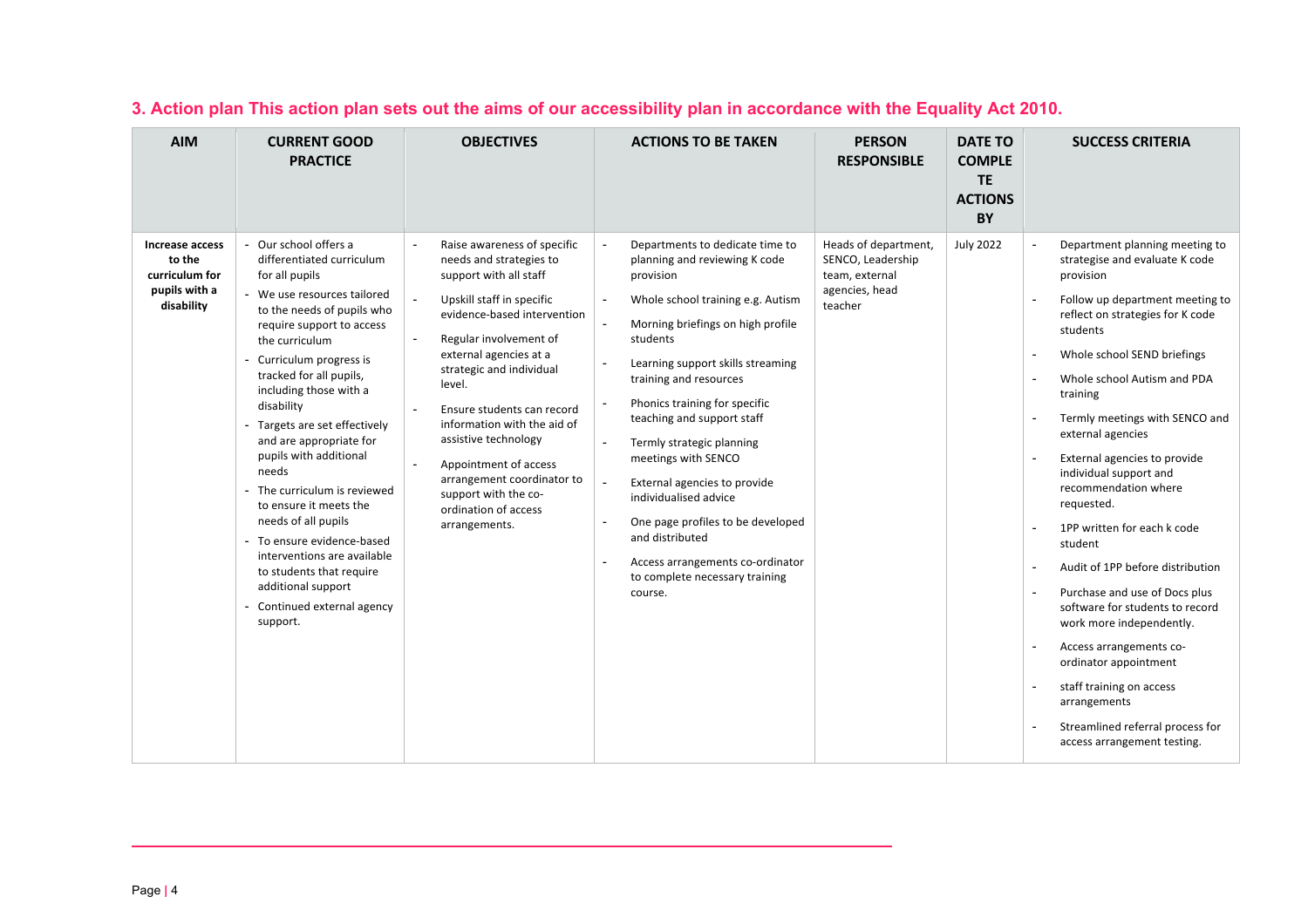## 3. Action plan This action plan sets out the aims of our accessibility plan in accordance with the Equality Act 2010.

| AIM | CURRENT GOOD PRACTICE | OBJECTIVES | ACTIONS TO BE TAKEN | PERSON RESPONSIBLE | DATE TO COMPLETE ACTIONS BY | SUCCESS CRITERIA |
|---|---|---|---|---|---|---|
| **Increase access to the curriculum for pupils with a disability** | - Our school offers a differentiated curriculum for all pupils<br>- We use resources tailored to the needs of pupils who require support to access the curriculum<br>- Curriculum progress is tracked for all pupils, including those with a disability<br>- Targets are set effectively and are appropriate for pupils with additional needs<br>- The curriculum is reviewed to ensure it meets the needs of all pupils<br>- To ensure evidence-based interventions are available to students that require additional support<br>- Continued external agency support. | - Raise awareness of specific needs and strategies to support with all staff<br>- Upskill staff in specific evidence-based intervention<br>- Regular involvement of external agencies at a strategic and individual level.<br>- Ensure students can record information with the aid of assistive technology<br>- Appointment of access arrangement coordinator to support with the co-ordination of access arrangements. | - Departments to dedicate time to planning and reviewing K code provision<br>- Whole school training e.g. Autism<br>- Morning briefings on high profile students<br>- Learning support skills streaming training and resources<br>- Phonics training for specific teaching and support staff<br>- Termly strategic planning meetings with SENCO<br>- External agencies to provide individualised advice<br>- One page profiles to be developed and distributed<br>- Access arrangements co-ordinator to complete necessary training course. | Heads of department, SENCO, Leadership team, external agencies, head teacher | July 2022 | - Department planning meeting to strategise and evaluate K code provision<br>- Follow up department meeting to reflect on strategies for K code students<br>- Whole school SEND briefings<br>- Whole school Autism and PDA training<br>- Termly meetings with SENCO and external agencies<br>- External agencies to provide individual support and recommendation where requested.<br>- 1PP written for each k code student<br>- Audit of 1PP before distribution<br>- Purchase and use of Docs plus software for students to record work more independently.<br>- Access arrangements co-ordinator appointment<br>- staff training on access arrangements<br>- Streamlined referral process for access arrangement testing. |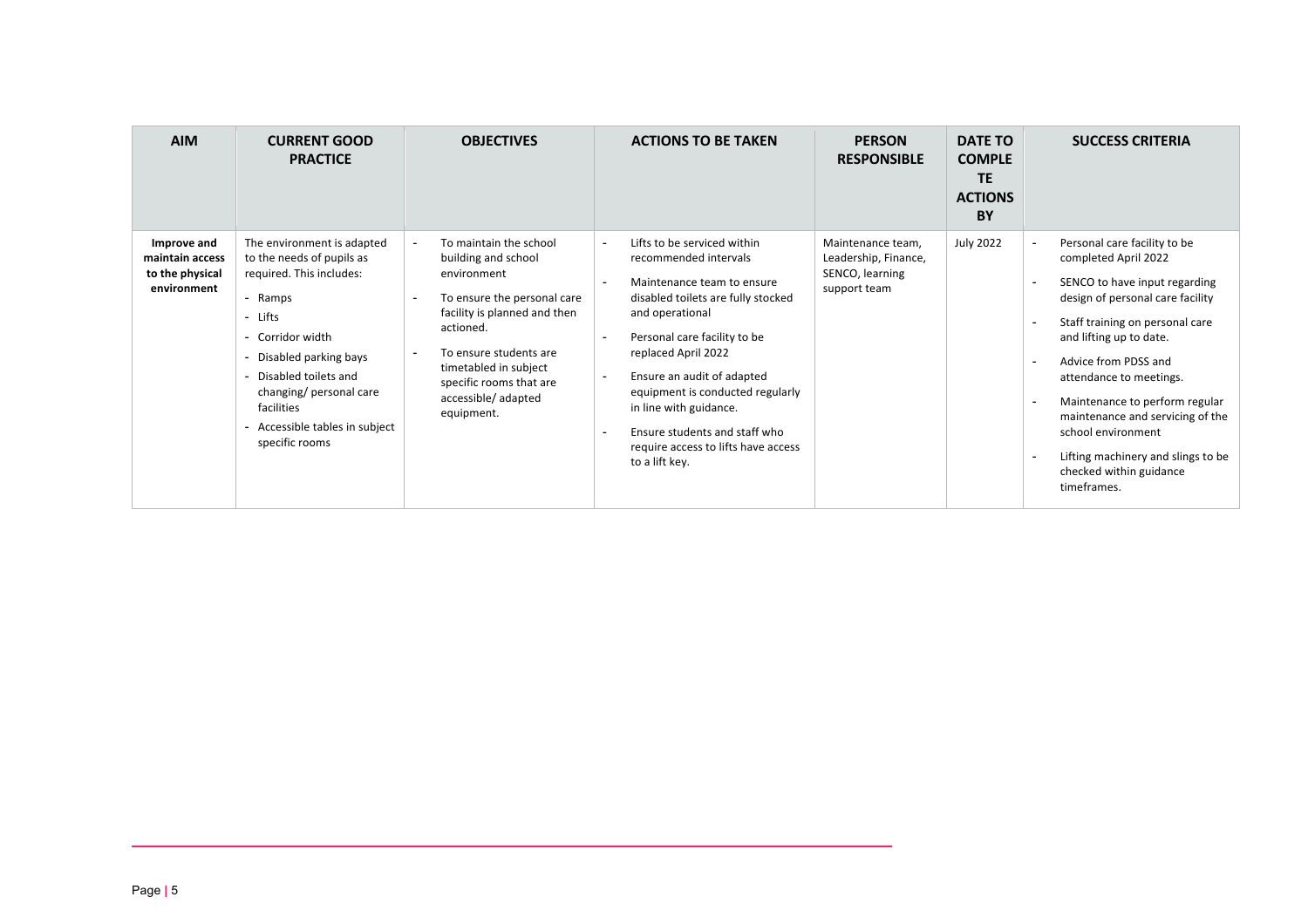| AIM | CURRENT GOOD PRACTICE | OBJECTIVES | ACTIONS TO BE TAKEN | PERSON RESPONSIBLE | DATE TO COMPLETE ACTIONS BY | SUCCESS CRITERIA |
|---|---|---|---|---|---|---|
| **Improve and maintain access to the physical environment** | The environment is adapted to the needs of pupils as required. This includes:<br>- Ramps<br>- Lifts<br>- Corridor width<br>- Disabled parking bays<br>- Disabled toilets and changing/ personal care facilities<br>- Accessible tables in subject specific rooms | - To maintain the school building and school environment<br>- To ensure the personal care facility is planned and then actioned.<br>- To ensure students are timetabled in subject specific rooms that are accessible/ adapted equipment. | - Lifts to be serviced within recommended intervals<br>- Maintenance team to ensure disabled toilets are fully stocked and operational<br>- Personal care facility to be replaced April 2022<br>- Ensure an audit of adapted equipment is conducted regularly in line with guidance.<br>- Ensure students and staff who require access to lifts have access to a lift key. | Maintenance team, Leadership, Finance, SENCO, learning support team | July 2022 | - Personal care facility to be completed April 2022<br>- SENCO to have input regarding design of personal care facility<br>- Staff training on personal care and lifting up to date.<br>- Advice from PDSS and attendance to meetings.<br>- Maintenance to perform regular maintenance and servicing of the school environment<br>- Lifting machinery and slings to be checked within guidance timeframes. |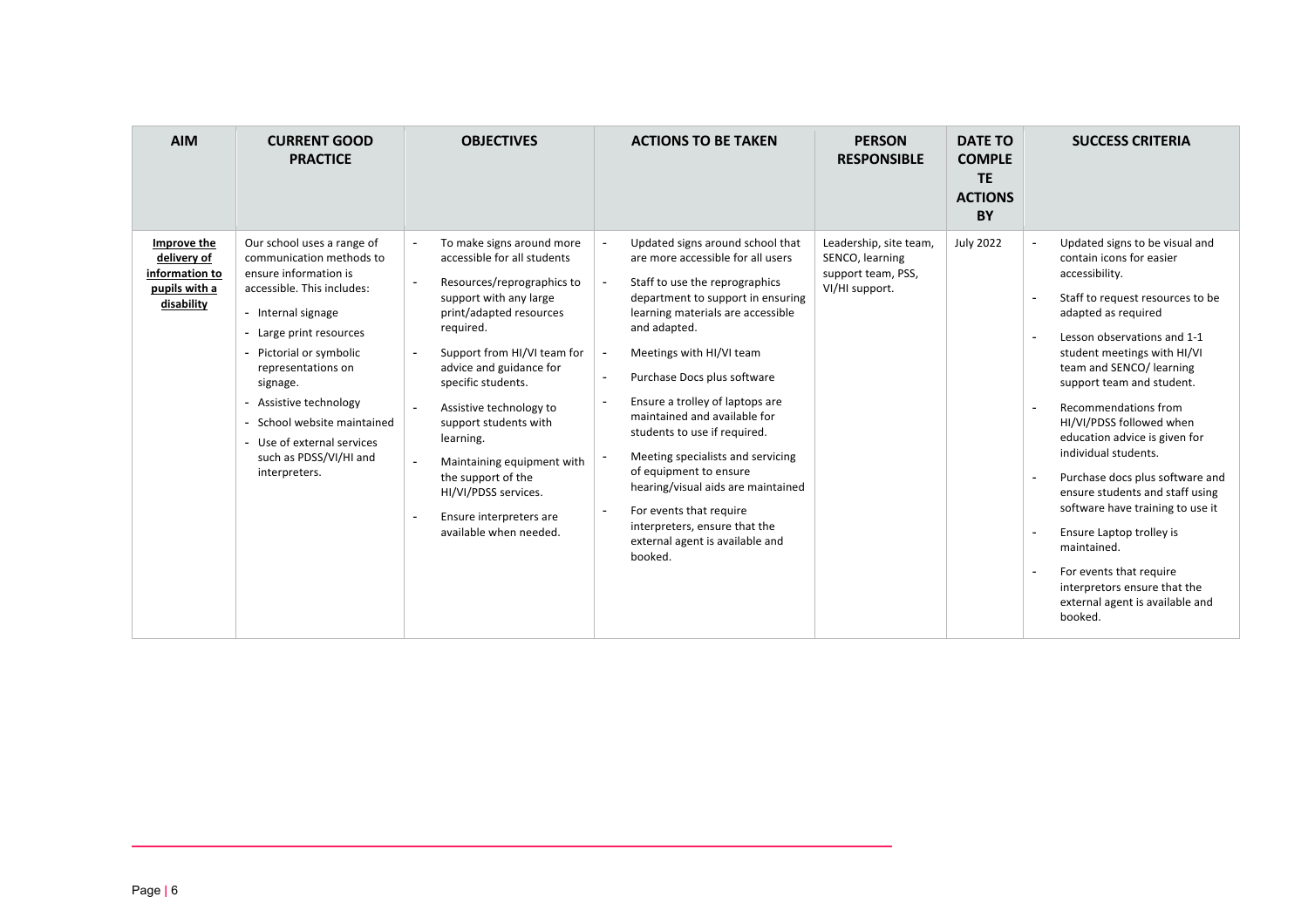| AIM | CURRENT GOOD PRACTICE | OBJECTIVES | ACTIONS TO BE TAKEN | PERSON RESPONSIBLE | DATE TO COMPLETE ACTIONS BY | SUCCESS CRITERIA |
|---|---|---|---|---|---|---|
| **Improve the delivery of information to pupils with a disability** | Our school uses a range of communication methods to ensure information is accessible. This includes:<br>- Internal signage<br>- Large print resources<br>- Pictorial or symbolic representations on signage.<br>- Assistive technology<br>- School website maintained<br>- Use of external services such as PDSS/VI/HI and interpreters. | - To make signs around more accessible for all students<br>- Resources/reprographics to support with any large print/adapted resources required.<br>- Support from HI/VI team for advice and guidance for specific students.<br>- Assistive technology to support students with learning.<br>- Maintaining equipment with the support of the HI/VI/PDSS services.<br>- Ensure interpreters are available when needed. | - Updated signs around school that are more accessible for all users<br>- Staff to use the reprographics department to support in ensuring learning materials are accessible and adapted.<br>- Meetings with HI/VI team<br>- Purchase Docs plus software<br>- Ensure a trolley of laptops are maintained and available for students to use if required.<br>- Meeting specialists and servicing of equipment to ensure hearing/visual aids are maintained<br>- For events that require interpreters, ensure that the external agent is available and booked. | Leadership, site team, SENCO, learning support team, PSS, VI/HI support. | July 2022 | - Updated signs to be visual and contain icons for easier accessibility.<br>- Staff to request resources to be adapted as required<br>- Lesson observations and 1-1 student meetings with HI/VI team and SENCO/ learning support team and student.<br>- Recommendations from HI/VI/PDSS followed when education advice is given for individual students.<br>- Purchase docs plus software and ensure students and staff using software have training to use it<br>- Ensure Laptop trolley is maintained.<br>- For events that require interpretors ensure that the external agent is available and booked. |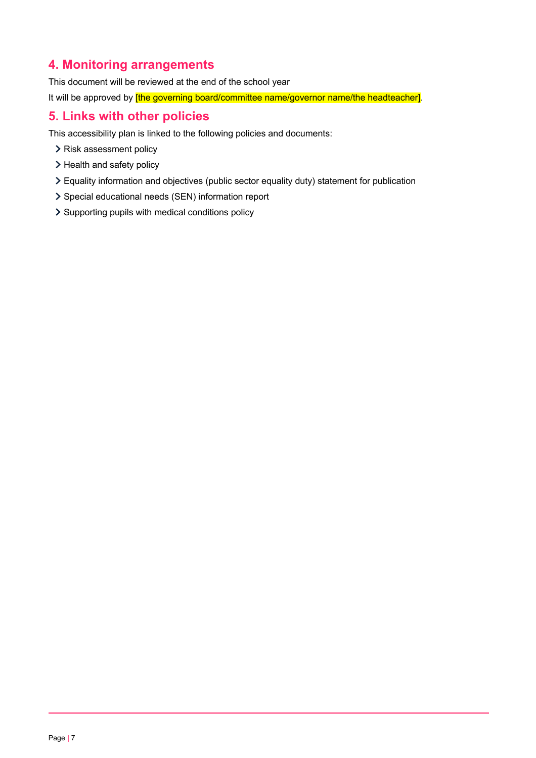## 4. Monitoring arrangements

This document will be reviewed at the end of the school year

It will be approved by [the governing board/committee name/governor name/the headteacher].

## 5. Links with other policies

This accessibility plan is linked to the following policies and documents:

- Risk assessment policy
- Health and safety policy
- Equality information and objectives (public sector equality duty) statement for publication
- Special educational needs (SEN) information report
- Supporting pupils with medical conditions policy